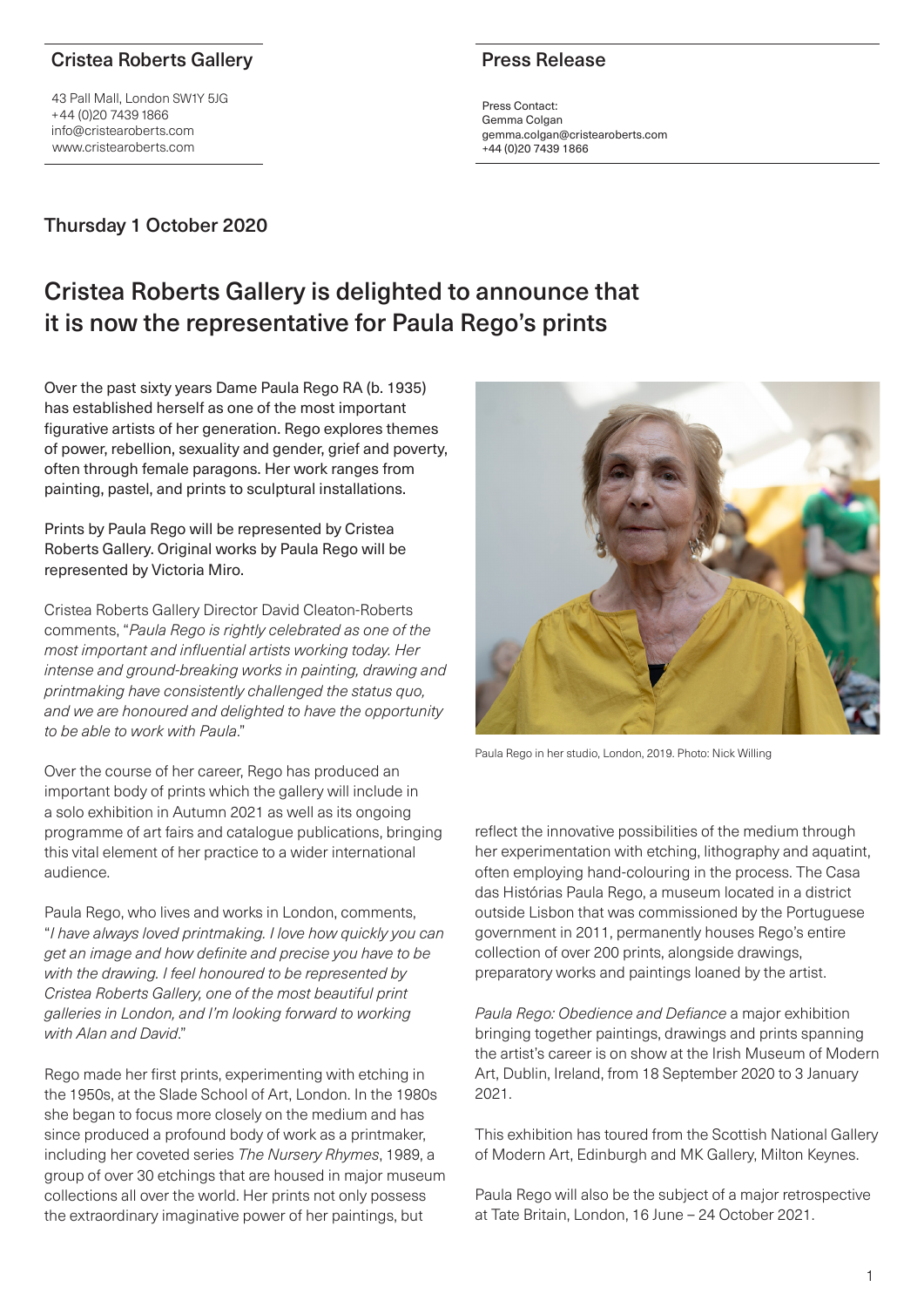## Cristea Roberts Gallery

43 Pall Mall, London SW1Y 5JG
+44 (0)20 7439 1866
info@cristearoberts.com
www.cristearoberts.com

## Press Release

Press Contact:
Gemma Colgan
gemma.colgan@cristearoberts.com
+44 (0)20 7439 1866

### Thursday 1 October 2020

# Cristea Roberts Gallery is delighted to announce that it is now the representative for Paula Rego's prints

Over the past sixty years Dame Paula Rego RA (b. 1935) has established herself as one of the most important figurative artists of her generation. Rego explores themes of power, rebellion, sexuality and gender, grief and poverty, often through female paragons. Her work ranges from painting, pastel, and prints to sculptural installations.

Prints by Paula Rego will be represented by Cristea Roberts Gallery. Original works by Paula Rego will be represented by Victoria Miro.

Cristea Roberts Gallery Director David Cleaton-Roberts comments, "*Paula Rego is rightly celebrated as one of the most important and influential artists working today. Her intense and ground-breaking works in painting, drawing and printmaking have consistently challenged the status quo, and we are honoured and delighted to have the opportunity to be able to work with Paula*."

Over the course of her career, Rego has produced an important body of prints which the gallery will include in a solo exhibition in Autumn 2021 as well as its ongoing programme of art fairs and catalogue publications, bringing this vital element of her practice to a wider international audience.

Paula Rego, who lives and works in London, comments, "*I have always loved printmaking. I love how quickly you can get an image and how definite and precise you have to be with the drawing. I feel honoured to be represented by Cristea Roberts Gallery, one of the most beautiful print galleries in London, and I'm looking forward to working with Alan and David*."

Rego made her first prints, experimenting with etching in the 1950s, at the Slade School of Art, London. In the 1980s she began to focus more closely on the medium and has since produced a profound body of work as a printmaker, including her coveted series *The Nursery Rhymes*, 1989, a group of over 30 etchings that are housed in major museum collections all over the world. Her prints not only possess the extraordinary imaginative power of her paintings, but reflect the innovative possibilities of the medium through her experimentation with etching, lithography and aquatint, often employing hand-colouring in the process. The Casa das Histórias Paula Rego, a museum located in a district outside Lisbon that was commissioned by the Portuguese government in 2011, permanently houses Rego's entire collection of over 200 prints, alongside drawings, preparatory works and paintings loaned by the artist.

Paula Rego in her studio, London, 2019. Photo: Nick Willing

*Paula Rego: Obedience and Defiance* a major exhibition bringing together paintings, drawings and prints spanning the artist's career is on show at the Irish Museum of Modern Art, Dublin, Ireland, from 18 September 2020 to 3 January 2021.

This exhibition has toured from the Scottish National Gallery of Modern Art, Edinburgh and MK Gallery, Milton Keynes.

Paula Rego will also be the subject of a major retrospective at Tate Britain, London, 16 June – 24 October 2021.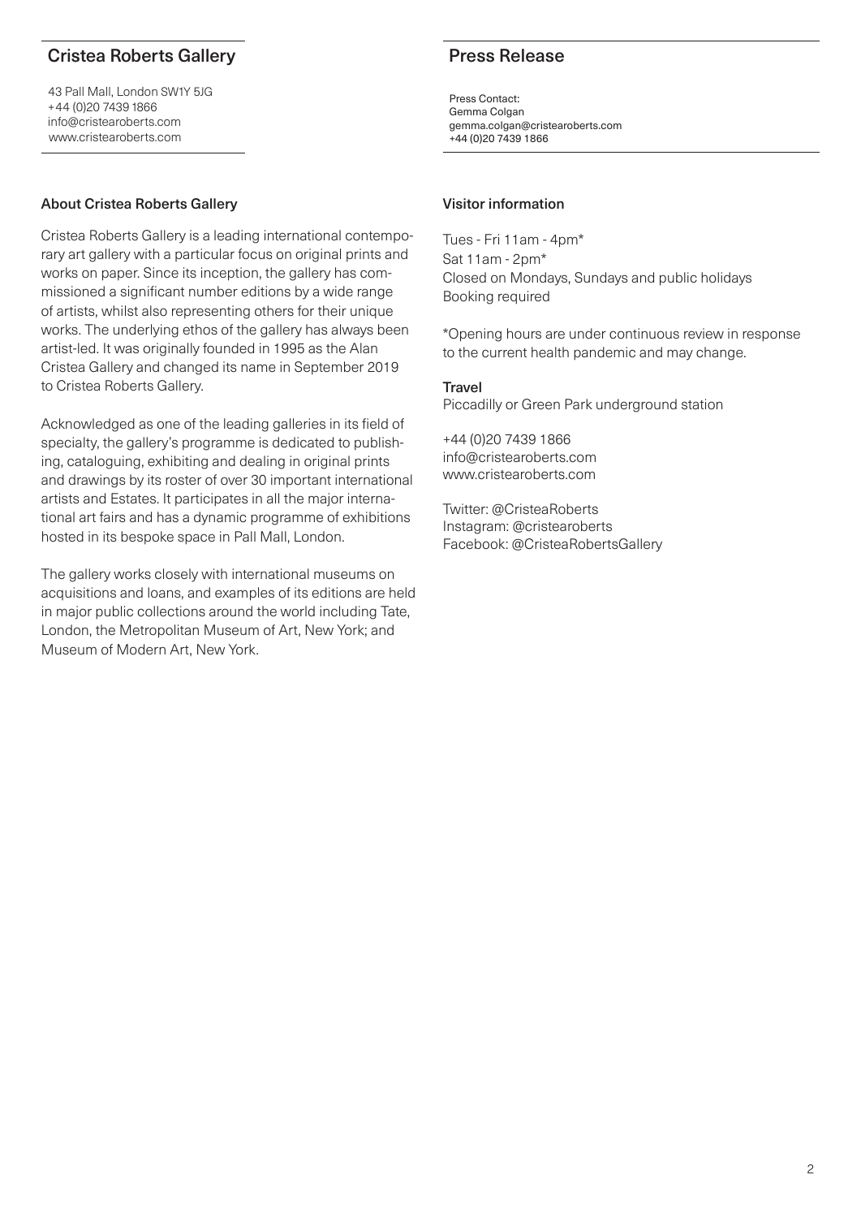## Cristea Roberts Gallery

43 Pall Mall, London SW1Y 5JG
+44 (0)20 7439 1866
info@cristearoberts.com
www.cristearoberts.com

## Press Release

Press Contact:
Gemma Colgan
gemma.colgan@cristearoberts.com
+44 (0)20 7439 1866

### About Cristea Roberts Gallery

Cristea Roberts Gallery is a leading international contemporary art gallery with a particular focus on original prints and works on paper. Since its inception, the gallery has commissioned a significant number editions by a wide range of artists, whilst also representing others for their unique works. The underlying ethos of the gallery has always been artist-led. It was originally founded in 1995 as the Alan Cristea Gallery and changed its name in September 2019 to Cristea Roberts Gallery.

Acknowledged as one of the leading galleries in its field of specialty, the gallery's programme is dedicated to publishing, cataloguing, exhibiting and dealing in original prints and drawings by its roster of over 30 important international artists and Estates. It participates in all the major international art fairs and has a dynamic programme of exhibitions hosted in its bespoke space in Pall Mall, London.

The gallery works closely with international museums on acquisitions and loans, and examples of its editions are held in major public collections around the world including Tate, London, the Metropolitan Museum of Art, New York; and Museum of Modern Art, New York.

### Visitor information

Tues - Fri 11am - 4pm*
Sat 11am - 2pm*
Closed on Mondays, Sundays and public holidays
Booking required

*Opening hours are under continuous review in response to the current health pandemic and may change.

**Travel**
Piccadilly or Green Park underground station

+44 (0)20 7439 1866
info@cristearoberts.com
www.cristearoberts.com

Twitter: @CristeaRoberts
Instagram: @cristearoberts
Facebook: @CristeaRobertsGallery